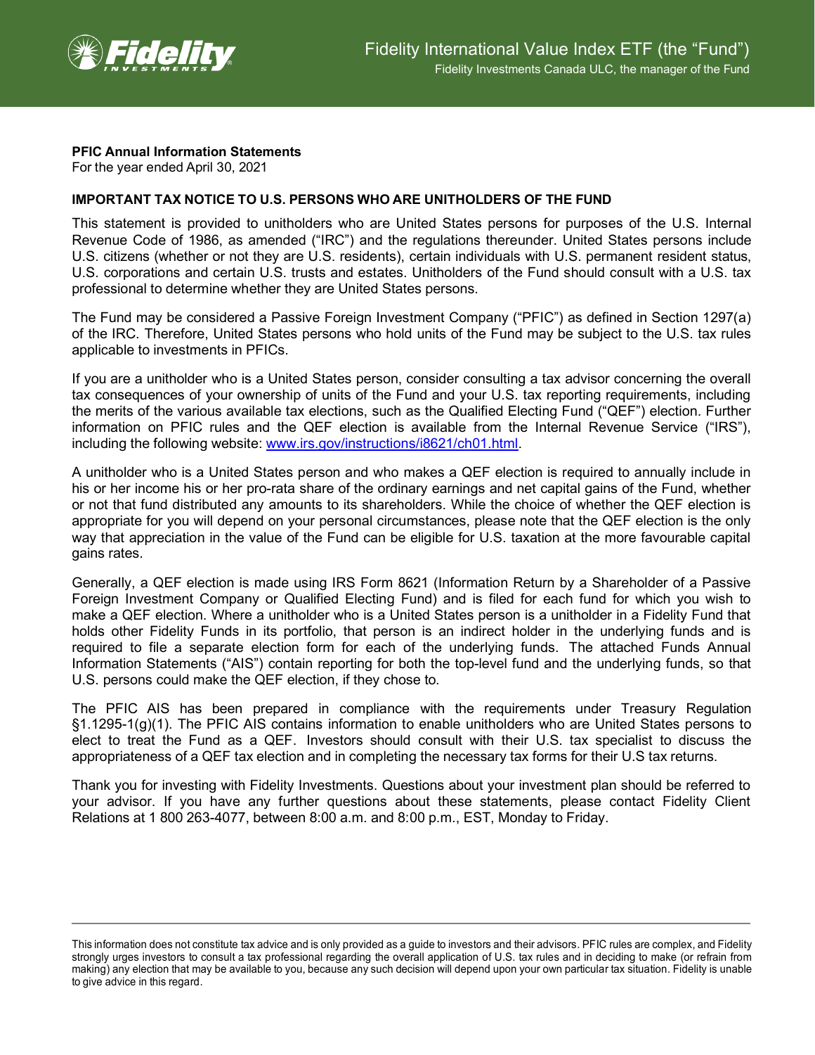Fidelity International Value Index ETF (the "Fund")

Fidelity Investments Canada ULC, the manager of the Fund

**PFIC Annual Information Statements**
For the year ended April 30, 2021

**IMPORTANT TAX NOTICE TO U.S. PERSONS WHO ARE UNITHOLDERS OF THE FUND**

This statement is provided to unitholders who are United States persons for purposes of the U.S. Internal Revenue Code of 1986, as amended ("IRC") and the regulations thereunder. United States persons include U.S. citizens (whether or not they are U.S. residents), certain individuals with U.S. permanent resident status, U.S. corporations and certain U.S. trusts and estates. Unitholders of the Fund should consult with a U.S. tax professional to determine whether they are United States persons.

The Fund may be considered a Passive Foreign Investment Company ("PFIC") as defined in Section 1297(a) of the IRC. Therefore, United States persons who hold units of the Fund may be subject to the U.S. tax rules applicable to investments in PFICs.

If you are a unitholder who is a United States person, consider consulting a tax advisor concerning the overall tax consequences of your ownership of units of the Fund and your U.S. tax reporting requirements, including the merits of the various available tax elections, such as the Qualified Electing Fund ("QEF") election. Further information on PFIC rules and the QEF election is available from the Internal Revenue Service ("IRS"), including the following website: www.irs.gov/instructions/i8621/ch01.html.

A unitholder who is a United States person and who makes a QEF election is required to annually include in his or her income his or her pro-rata share of the ordinary earnings and net capital gains of the Fund, whether or not that fund distributed any amounts to its shareholders. While the choice of whether the QEF election is appropriate for you will depend on your personal circumstances, please note that the QEF election is the only way that appreciation in the value of the Fund can be eligible for U.S. taxation at the more favourable capital gains rates.

Generally, a QEF election is made using IRS Form 8621 (Information Return by a Shareholder of a Passive Foreign Investment Company or Qualified Electing Fund) and is filed for each fund for which you wish to make a QEF election. Where a unitholder who is a United States person is a unitholder in a Fidelity Fund that holds other Fidelity Funds in its portfolio, that person is an indirect holder in the underlying funds and is required to file a separate election form for each of the underlying funds. The attached Funds Annual Information Statements ("AIS") contain reporting for both the top-level fund and the underlying funds, so that U.S. persons could make the QEF election, if they chose to.

The PFIC AIS has been prepared in compliance with the requirements under Treasury Regulation §1.1295-1(g)(1). The PFIC AIS contains information to enable unitholders who are United States persons to elect to treat the Fund as a QEF. Investors should consult with their U.S. tax specialist to discuss the appropriateness of a QEF tax election and in completing the necessary tax forms for their U.S tax returns.

Thank you for investing with Fidelity Investments. Questions about your investment plan should be referred to your advisor. If you have any further questions about these statements, please contact Fidelity Client Relations at 1 800 263-4077, between 8:00 a.m. and 8:00 p.m., EST, Monday to Friday.

---

This information does not constitute tax advice and is only provided as a guide to investors and their advisors. PFIC rules are complex, and Fidelity strongly urges investors to consult a tax professional regarding the overall application of U.S. tax rules and in deciding to make (or refrain from making) any election that may be available to you, because any such decision will depend upon your own particular tax situation. Fidelity is unable to give advice in this regard.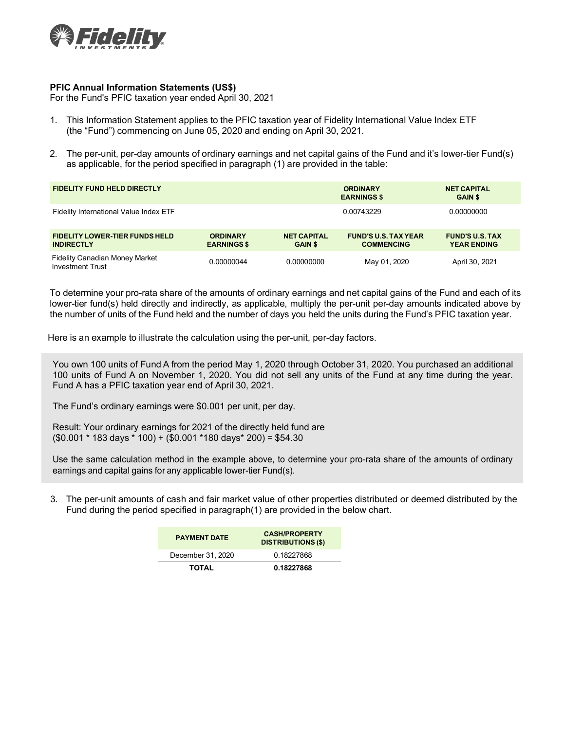**PFIC Annual Information Statements (US$)**
For the Fund's PFIC taxation year ended April 30, 2021

1. This Information Statement applies to the PFIC taxation year of Fidelity International Value Index ETF (the "Fund") commencing on June 05, 2020 and ending on April 30, 2021.

2. The per-unit, per-day amounts of ordinary earnings and net capital gains of the Fund and it's lower-tier Fund(s) as applicable, for the period specified in paragraph (1) are provided in the table:

| FIDELITY FUND HELD DIRECTLY | ORDINARY EARNINGS $ | NET CAPITAL GAIN $ |
|---|---|---|
| Fidelity International Value Index ETF | 0.00743229 | 0.00000000 |

| FIDELITY LOWER-TIER FUNDS HELD INDIRECTLY | ORDINARY EARNINGS $ | NET CAPITAL GAIN $ | FUND'S U.S. TAX YEAR COMMENCING | FUND'S U.S. TAX YEAR ENDING |
|---|---|---|---|---|
| Fidelity Canadian Money Market Investment Trust | 0.00000044 | 0.00000000 | May 01, 2020 | April 30, 2021 |

To determine your pro-rata share of the amounts of ordinary earnings and net capital gains of the Fund and each of its lower-tier fund(s) held directly and indirectly, as applicable, multiply the per-unit per-day amounts indicated above by the number of units of the Fund held and the number of days you held the units during the Fund's PFIC taxation year.

Here is an example to illustrate the calculation using the per-unit, per-day factors.

> You own 100 units of Fund A from the period May 1, 2020 through October 31, 2020. You purchased an additional 100 units of Fund A on November 1, 2020. You did not sell any units of the Fund at any time during the year. Fund A has a PFIC taxation year end of April 30, 2021.
>
> The Fund's ordinary earnings were $0.001 per unit, per day.
>
> Result: Your ordinary earnings for 2021 of the directly held fund are
> ($0.001 * 183 days * 100) + ($0.001 *180 days* 200) = $54.30
>
> Use the same calculation method in the example above, to determine your pro-rata share of the amounts of ordinary earnings and capital gains for any applicable lower-tier Fund(s).

3. The per-unit amounts of cash and fair market value of other properties distributed or deemed distributed by the Fund during the period specified in paragraph(1) are provided in the below chart.

| PAYMENT DATE | CASH/PROPERTY DISTRIBUTIONS ($) |
|---|---|
| December 31, 2020 | 0.18227868 |
| **TOTAL** | **0.18227868** |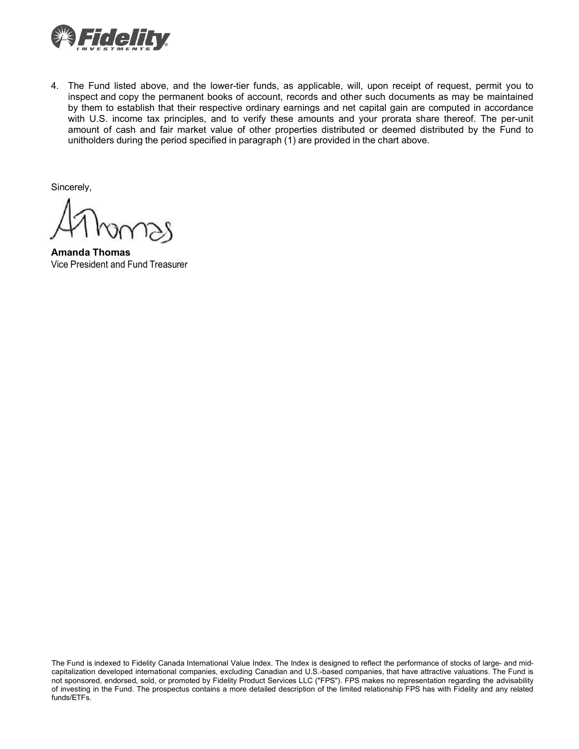4. The Fund listed above, and the lower-tier funds, as applicable, will, upon receipt of request, permit you to inspect and copy the permanent books of account, records and other such documents as may be maintained by them to establish that their respective ordinary earnings and net capital gain are computed in accordance with U.S. income tax principles, and to verify these amounts and your prorata share thereof. The per-unit amount of cash and fair market value of other properties distributed or deemed distributed by the Fund to unitholders during the period specified in paragraph (1) are provided in the chart above.

Sincerely,

**Amanda Thomas**
Vice President and Fund Treasurer

The Fund is indexed to Fidelity Canada International Value Index. The Index is designed to reflect the performance of stocks of large- and mid-capitalization developed international companies, excluding Canadian and U.S.-based companies, that have attractive valuations. The Fund is not sponsored, endorsed, sold, or promoted by Fidelity Product Services LLC ("FPS"). FPS makes no representation regarding the advisability of investing in the Fund. The prospectus contains a more detailed description of the limited relationship FPS has with Fidelity and any related funds/ETFs.